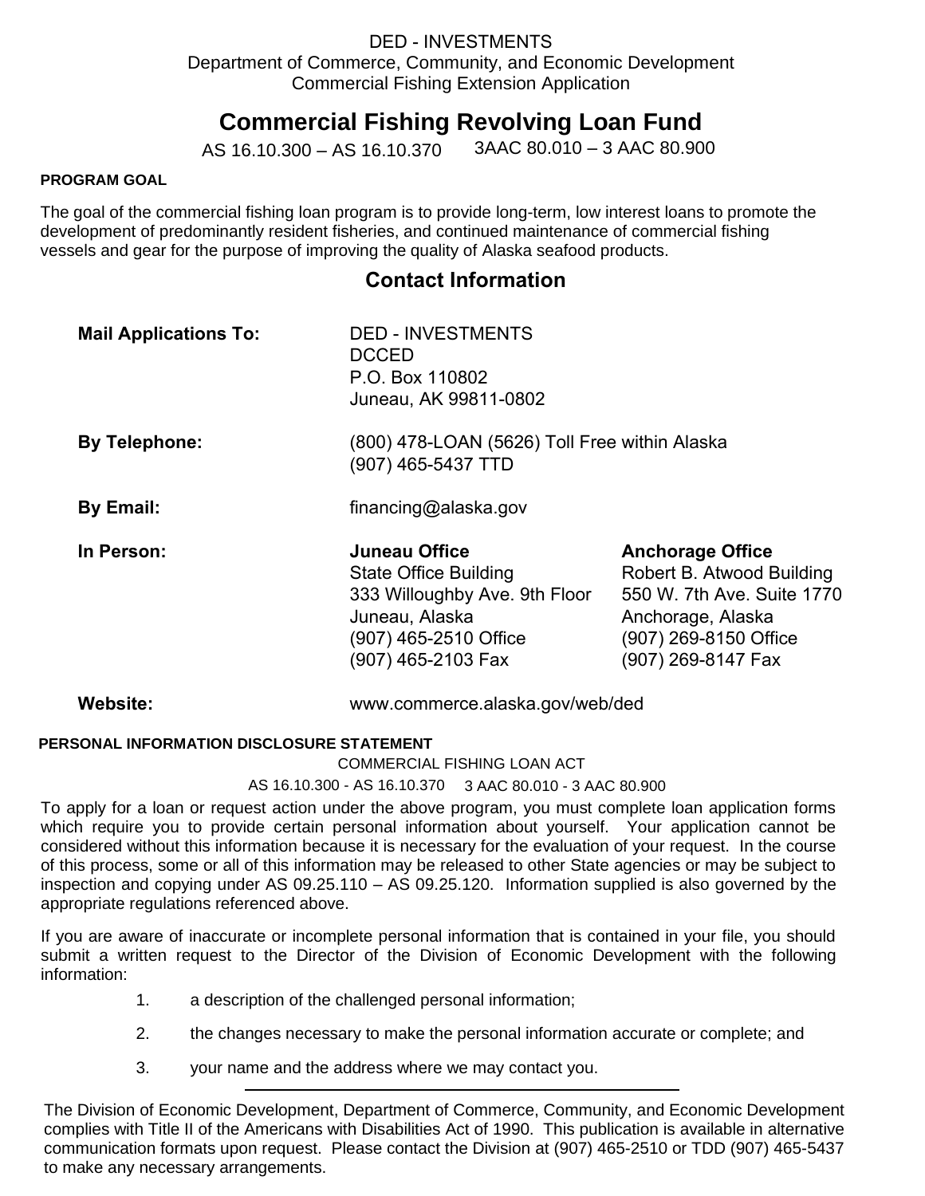DED - INVESTMENTS
Department of Commerce, Community, and Economic Development
Commercial Fishing Extension Application

# Commercial Fishing Revolving Loan Fund

AS 16.10.300 – AS 16.10.370 3AAC 80.010 – 3 AAC 80.900

**PROGRAM GOAL**

The goal of the commercial fishing loan program is to provide long-term, low interest loans to promote the development of predominantly resident fisheries, and continued maintenance of commercial fishing vessels and gear for the purpose of improving the quality of Alaska seafood products.

## Contact Information

**Mail Applications To:**
DED - INVESTMENTS
DCCED
P.O. Box 110802
Juneau, AK 99811-0802

**By Telephone:**
(800) 478-LOAN (5626) Toll Free within Alaska
(907) 465-5437 TTD

**By Email:**
financing@alaska.gov

**In Person:**

| **Juneau Office** | **Anchorage Office** |
|---|---|
| State Office Building | Robert B. Atwood Building |
| 333 Willoughby Ave. 9th Floor | 550 W. 7th Ave. Suite 1770 |
| Juneau, Alaska | Anchorage, Alaska |
| (907) 465-2510 Office | (907) 269-8150 Office |
| (907) 465-2103 Fax | (907) 269-8147 Fax |

**Website:**
www.commerce.alaska.gov/web/ded

**PERSONAL INFORMATION DISCLOSURE STATEMENT**

COMMERCIAL FISHING LOAN ACT
AS 16.10.300 - AS 16.10.370 3 AAC 80.010 - 3 AAC 80.900

To apply for a loan or request action under the above program, you must complete loan application forms which require you to provide certain personal information about yourself. Your application cannot be considered without this information because it is necessary for the evaluation of your request. In the course of this process, some or all of this information may be released to other State agencies or may be subject to inspection and copying under AS 09.25.110 – AS 09.25.120. Information supplied is also governed by the appropriate regulations referenced above.

If you are aware of inaccurate or incomplete personal information that is contained in your file, you should submit a written request to the Director of the Division of Economic Development with the following information:

1. a description of the challenged personal information;
2. the changes necessary to make the personal information accurate or complete; and
3. your name and the address where we may contact you.

---

The Division of Economic Development, Department of Commerce, Community, and Economic Development complies with Title II of the Americans with Disabilities Act of 1990. This publication is available in alternative communication formats upon request. Please contact the Division at (907) 465-2510 or TDD (907) 465-5437 to make any necessary arrangements.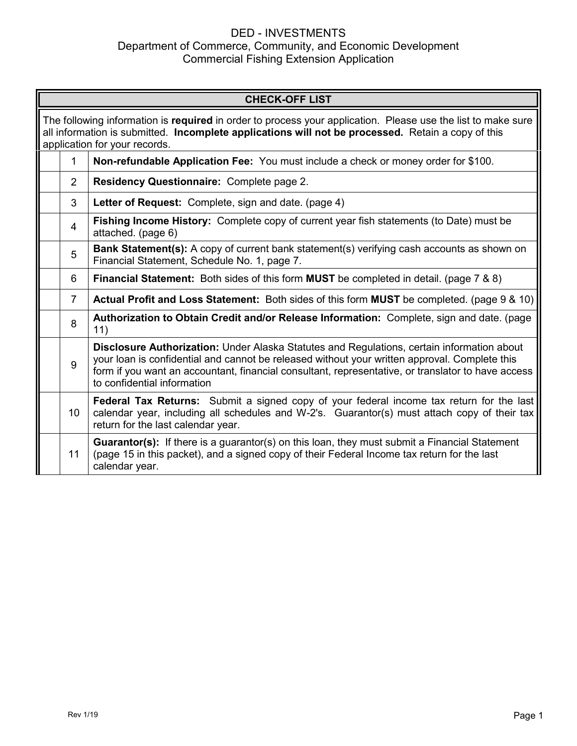# DED - INVESTMENTS
## Department of Commerce, Community, and Economic Development
## Commercial Fishing Extension Application

| CHECK-OFF LIST | | |
|---|---|---|
| The following information is **required** in order to process your application. Please use the list to make sure all information is submitted. **Incomplete applications will not be processed.** Retain a copy of this application for your records. | | |
| | 1 | **Non-refundable Application Fee:** You must include a check or money order for $100. |
| | 2 | **Residency Questionnaire:** Complete page 2. |
| | 3 | **Letter of Request:** Complete, sign and date. (page 4) |
| | 4 | **Fishing Income History:** Complete copy of current year fish statements (to Date) must be attached. (page 6) |
| | 5 | **Bank Statement(s):** A copy of current bank statement(s) verifying cash accounts as shown on Financial Statement, Schedule No. 1, page 7. |
| | 6 | **Financial Statement:** Both sides of this form **MUST** be completed in detail. (page 7 & 8) |
| | 7 | **Actual Profit and Loss Statement:** Both sides of this form **MUST** be completed. (page 9 & 10) |
| | 8 | **Authorization to Obtain Credit and/or Release Information:** Complete, sign and date. (page 11) |
| | 9 | **Disclosure Authorization:** Under Alaska Statutes and Regulations, certain information about your loan is confidential and cannot be released without your written approval. Complete this form if you want an accountant, financial consultant, representative, or translator to have access to confidential information |
| | 10 | **Federal Tax Returns:** Submit a signed copy of your federal income tax return for the last calendar year, including all schedules and W-2's. Guarantor(s) must attach copy of their tax return for the last calendar year. |
| | 11 | **Guarantor(s):** If there is a guarantor(s) on this loan, they must submit a Financial Statement (page 15 in this packet), and a signed copy of their Federal Income tax return for the last calendar year. |

Rev 1/19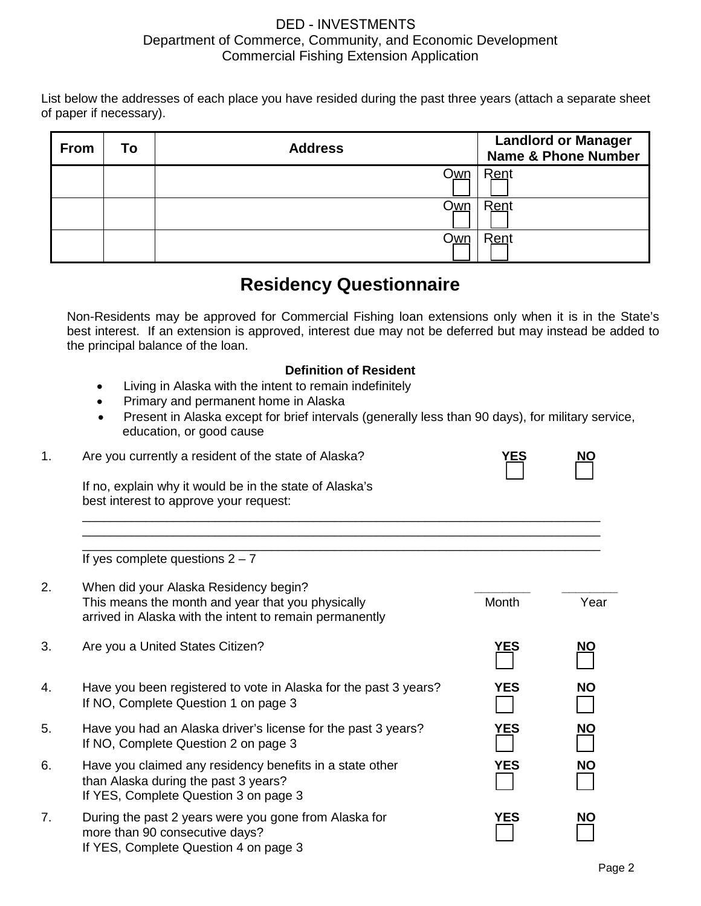DED - INVESTMENTS
Department of Commerce, Community, and Economic Development
Commercial Fishing Extension Application

List below the addresses of each place you have resided during the past three years (attach a separate sheet of paper if necessary).

| From | To | Address | Landlord or Manager Name & Phone Number |
|---|---|---|---|
| | | Own ☐ | Rent ☐ |
| | | Own ☐ | Rent ☐ |
| | | Own ☐ | Rent ☐ |

## Residency Questionnaire

Non-Residents may be approved for Commercial Fishing loan extensions only when it is in the State's best interest. If an extension is approved, interest due may not be deferred but may instead be added to the principal balance of the loan.

**Definition of Resident**

- Living in Alaska with the intent to remain indefinitely
- Primary and permanent home in Alaska
- Present in Alaska except for brief intervals (generally less than 90 days), for military service, education, or good cause

1. Are you currently a resident of the state of Alaska? **YES** ☐ **NO** ☐

   If no, explain why it would be in the state of Alaska's best interest to approve your request:

   \_\_\_\_\_\_\_\_\_\_\_\_\_\_\_\_\_\_\_\_\_\_\_\_\_\_\_\_\_\_\_\_\_\_\_\_\_\_\_\_\_\_\_\_\_\_\_\_\_\_\_\_\_\_\_\_\_\_\_\_\_\_\_\_\_\_\_\_\_\_\_\_
   \_\_\_\_\_\_\_\_\_\_\_\_\_\_\_\_\_\_\_\_\_\_\_\_\_\_\_\_\_\_\_\_\_\_\_\_\_\_\_\_\_\_\_\_\_\_\_\_\_\_\_\_\_\_\_\_\_\_\_\_\_\_\_\_\_\_\_\_\_\_\_\_
   \_\_\_\_\_\_\_\_\_\_\_\_\_\_\_\_\_\_\_\_\_\_\_\_\_\_\_\_\_\_\_\_\_\_\_\_\_\_\_\_\_\_\_\_\_\_\_\_\_\_\_\_\_\_\_\_\_\_\_\_\_\_\_\_\_\_\_\_\_\_\_\_

   If yes complete questions 2 – 7

2. When did your Alaska Residency begin? This means the month and year that you physically arrived in Alaska with the intent to remain permanently \_\_\_\_\_\_\_\_ Month \_\_\_\_\_\_\_\_ Year

3. Are you a United States Citizen? **YES** ☐ **NO** ☐

4. Have you been registered to vote in Alaska for the past 3 years? If NO, Complete Question 1 on page 3 **YES** ☐ **NO** ☐

5. Have you had an Alaska driver's license for the past 3 years? If NO, Complete Question 2 on page 3 **YES** ☐ **NO** ☐

6. Have you claimed any residency benefits in a state other than Alaska during the past 3 years? If YES, Complete Question 3 on page 3 **YES** ☐ **NO** ☐

7. During the past 2 years were you gone from Alaska for more than 90 consecutive days? If YES, Complete Question 4 on page 3 **YES** ☐ **NO** ☐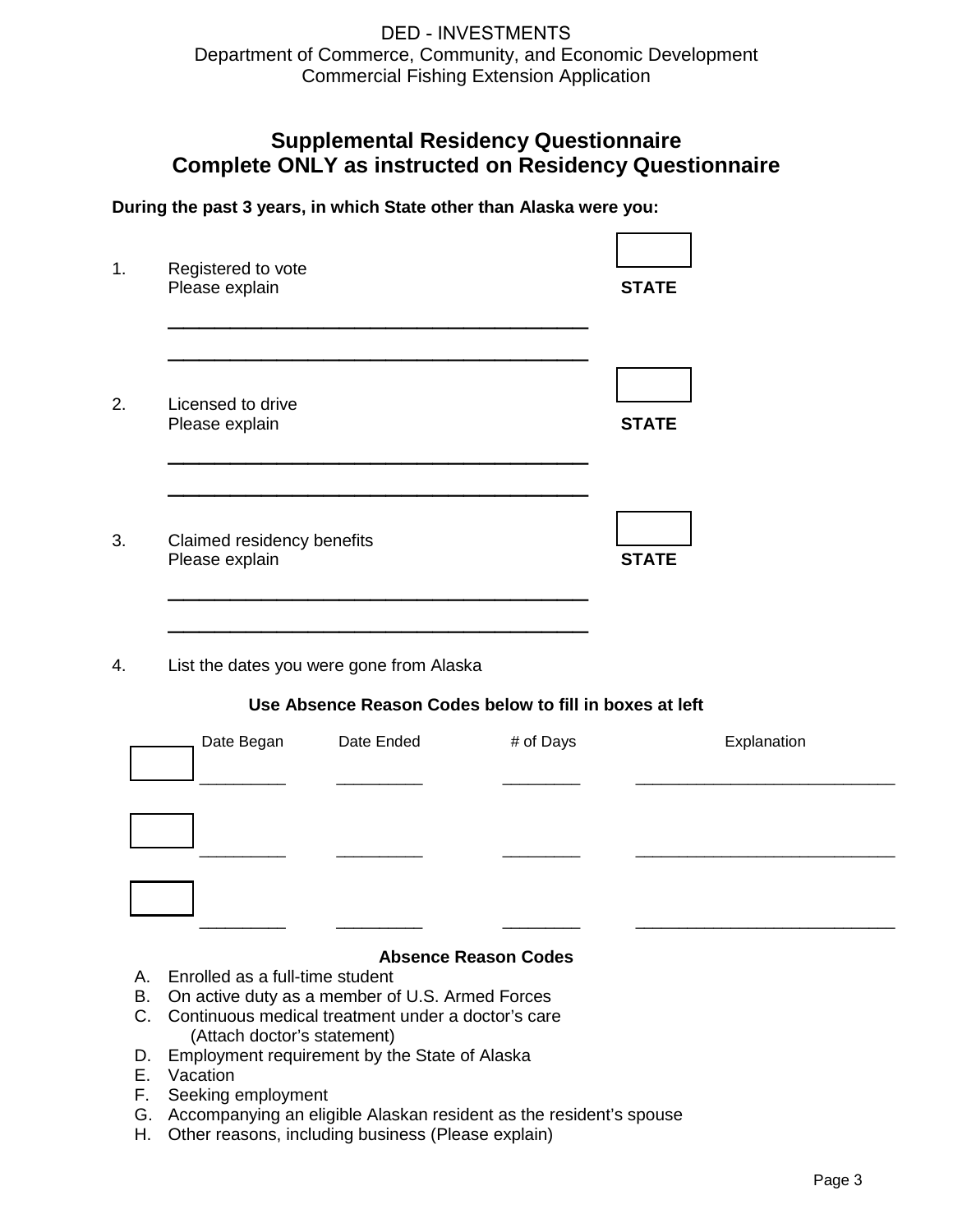DED - INVESTMENTS
Department of Commerce, Community, and Economic Development
Commercial Fishing Extension Application

## Supplemental Residency Questionnaire
## Complete ONLY as instructed on Residency Questionnaire

**During the past 3 years, in which State other than Alaska were you:**

1. Registered to vote
   Please explain **STATE** ______

   ________________________________________

   ________________________________________

2. Licensed to drive
   Please explain **STATE** ______

   ________________________________________

   ________________________________________

3. Claimed residency benefits
   Please explain **STATE** ______

   ________________________________________

   ________________________________________

4. List the dates you were gone from Alaska

**Use Absence Reason Codes below to fill in boxes at left**

| Code | Date Began | Date Ended | # of Days | Explanation |
|---|---|---|---|---|
| | | | | |
| | | | | |
| | | | | |

**Absence Reason Codes**

A. Enrolled as a full-time student
B. On active duty as a member of U.S. Armed Forces
C. Continuous medical treatment under a doctor's care
   (Attach doctor's statement)
D. Employment requirement by the State of Alaska
E. Vacation
F. Seeking employment
G. Accompanying an eligible Alaskan resident as the resident's spouse
H. Other reasons, including business (Please explain)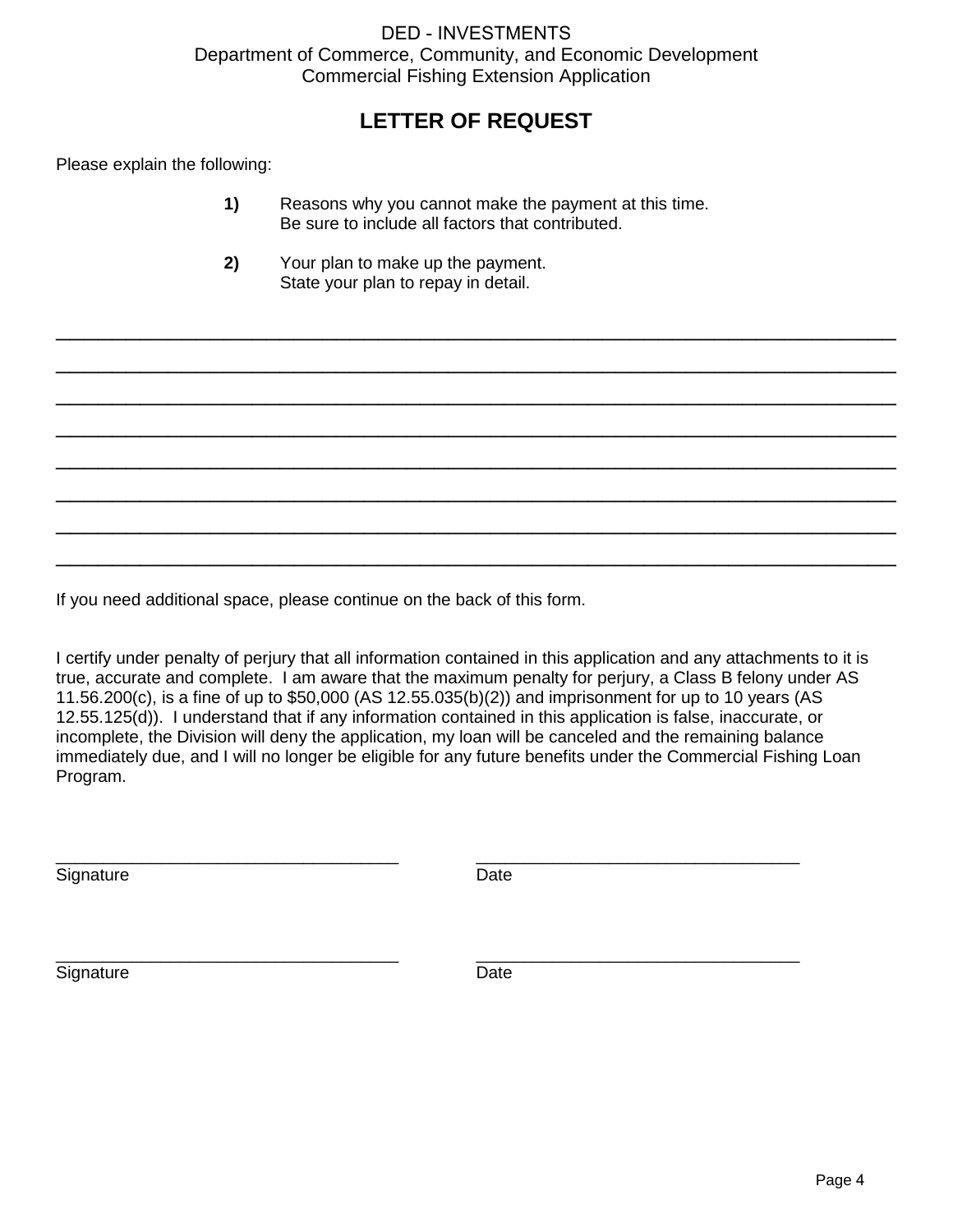DED - INVESTMENTS
Department of Commerce, Community, and Economic Development
Commercial Fishing Extension Application

# LETTER OF REQUEST

Please explain the following:

**1)** Reasons why you cannot make the payment at this time.
Be sure to include all factors that contributed.

**2)** Your plan to make up the payment.
State your plan to repay in detail.

________________________________________________________________________________

________________________________________________________________________________

________________________________________________________________________________

________________________________________________________________________________

________________________________________________________________________________

________________________________________________________________________________

________________________________________________________________________________

________________________________________________________________________________

If you need additional space, please continue on the back of this form.

I certify under penalty of perjury that all information contained in this application and any attachments to it is true, accurate and complete. I am aware that the maximum penalty for perjury, a Class B felony under AS 11.56.200(c), is a fine of up to $50,000 (AS 12.55.035(b)(2)) and imprisonment for up to 10 years (AS 12.55.125(d)). I understand that if any information contained in this application is false, inaccurate, or incomplete, the Division will deny the application, my loan will be canceled and the remaining balance immediately due, and I will no longer be eligible for any future benefits under the Commercial Fishing Loan Program.

___________________________________ ___________________________________
Signature Date

___________________________________ ___________________________________
Signature Date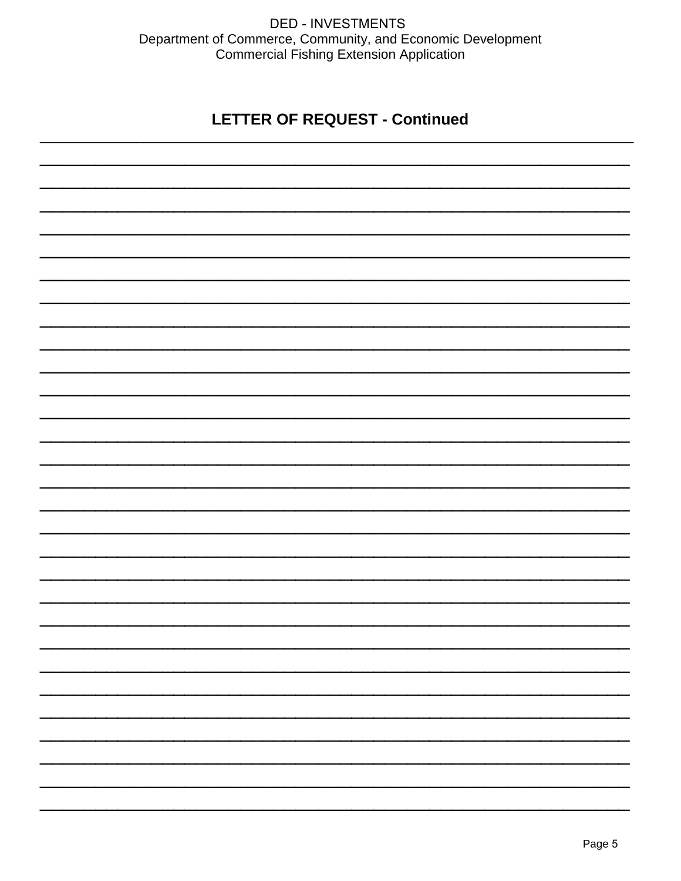## LETTER OF REQUEST - Continued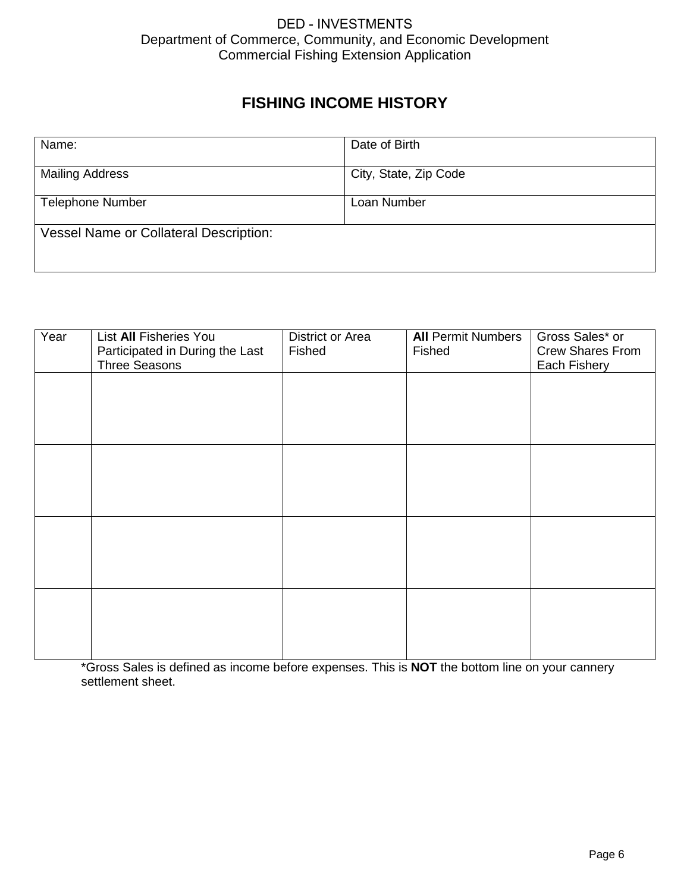DED - INVESTMENTS
Department of Commerce, Community, and Economic Development
Commercial Fishing Extension Application

# FISHING INCOME HISTORY

| Name: | Date of Birth |
|---|---|
| Mailing Address | City, State, Zip Code |
| Telephone Number | Loan Number |
| Vessel Name or Collateral Description: | |

| Year | List **All** Fisheries You Participated in During the Last Three Seasons | District or Area Fished | **All** Permit Numbers Fished | Gross Sales* or Crew Shares From Each Fishery |
|---|---|---|---|---|
| | | | | |
| | | | | |
| | | | | |
| | | | | |

*Gross Sales is defined as income before expenses. This is **NOT** the bottom line on your cannery settlement sheet.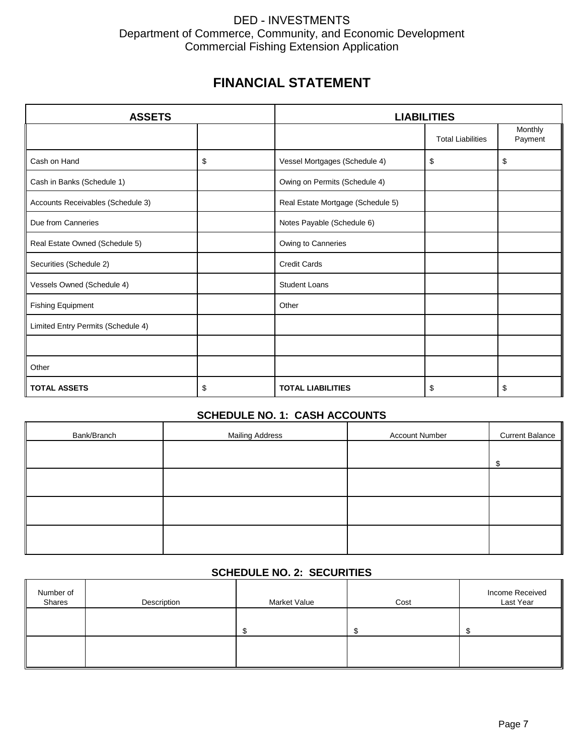DED - INVESTMENTS
Department of Commerce, Community, and Economic Development
Commercial Fishing Extension Application

# FINANCIAL STATEMENT

| ASSETS | | LIABILITIES | | |
|---|---|---|---|---|
| | | | Total Liabilities | Monthly Payment |
| Cash on Hand | $ | Vessel Mortgages (Schedule 4) | $ | $ |
| Cash in Banks (Schedule 1) | | Owing on Permits (Schedule 4) | | |
| Accounts Receivables (Schedule 3) | | Real Estate Mortgage (Schedule 5) | | |
| Due from Canneries | | Notes Payable (Schedule 6) | | |
| Real Estate Owned (Schedule 5) | | Owing to Canneries | | |
| Securities (Schedule 2) | | Credit Cards | | |
| Vessels Owned (Schedule 4) | | Student Loans | | |
| Fishing Equipment | | Other | | |
| Limited Entry Permits (Schedule 4) | | | | |
| | | | | |
| Other | | | | |
| **TOTAL ASSETS** | $ | **TOTAL LIABILITIES** | $ | $ |

## SCHEDULE NO. 1: CASH ACCOUNTS

| Bank/Branch | Mailing Address | Account Number | Current Balance |
|---|---|---|---|
| | | | $ |
| | | | |
| | | | |
| | | | |

## SCHEDULE NO. 2: SECURITIES

| Number of Shares | Description | Market Value | Cost | Income Received Last Year |
|---|---|---|---|---|
| | | $ | $ | $ |
| | | | | |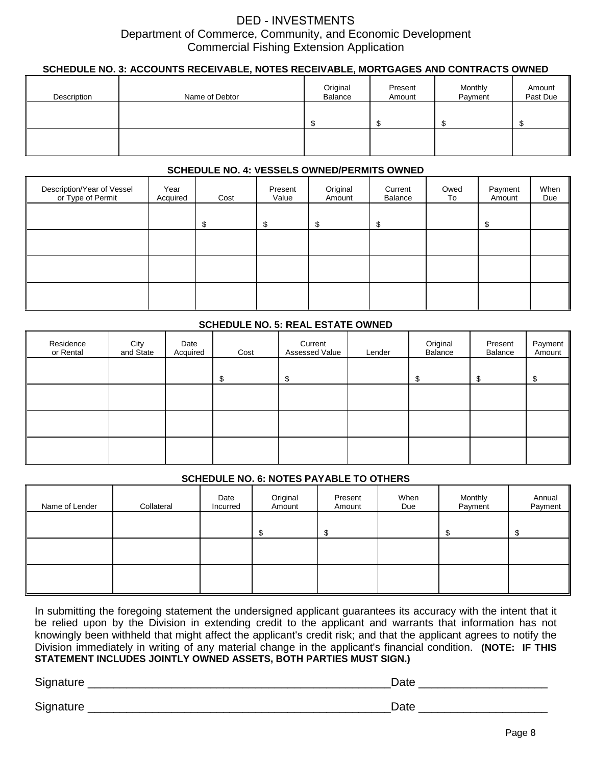DED - INVESTMENTS
Department of Commerce, Community, and Economic Development
Commercial Fishing Extension Application

### SCHEDULE NO. 3: ACCOUNTS RECEIVABLE, NOTES RECEIVABLE, MORTGAGES AND CONTRACTS OWNED

| Description | Name of Debtor | Original Balance | Present Amount | Monthly Payment | Amount Past Due |
|---|---|---|---|---|---|
| | | $ | $ | $ | $ |
| | | | | | |

### SCHEDULE NO. 4: VESSELS OWNED/PERMITS OWNED

| Description/Year of Vessel or Type of Permit | Year Acquired | Cost | Present Value | Original Amount | Current Balance | Owed To | Payment Amount | When Due |
|---|---|---|---|---|---|---|---|---|
| | | $ | $ | $ | $ | | $ | |
| | | | | | | | | |
| | | | | | | | | |
| | | | | | | | | |

### SCHEDULE NO. 5: REAL ESTATE OWNED

| Residence or Rental | City and State | Date Acquired | Cost | Current Assessed Value | Lender | Original Balance | Present Balance | Payment Amount |
|---|---|---|---|---|---|---|---|---|
| | | | $ | $ | | $ | $ | $ |
| | | | | | | | | |
| | | | | | | | | |
| | | | | | | | | |

### SCHEDULE NO. 6: NOTES PAYABLE TO OTHERS

| Name of Lender | Collateral | Date Incurred | Original Amount | Present Amount | When Due | Monthly Payment | Annual Payment |
|---|---|---|---|---|---|---|---|
| | | | $ | $ | | $ | $ |
| | | | | | | | |
| | | | | | | | |

In submitting the foregoing statement the undersigned applicant guarantees its accuracy with the intent that it be relied upon by the Division in extending credit to the applicant and warrants that information has not knowingly been withheld that might affect the applicant's credit risk; and that the applicant agrees to notify the Division immediately in writing of any material change in the applicant's financial condition. **(NOTE: IF THIS STATEMENT INCLUDES JOINTLY OWNED ASSETS, BOTH PARTIES MUST SIGN.)**

Signature ________________________________________________Date ____________________

Signature ________________________________________________Date ____________________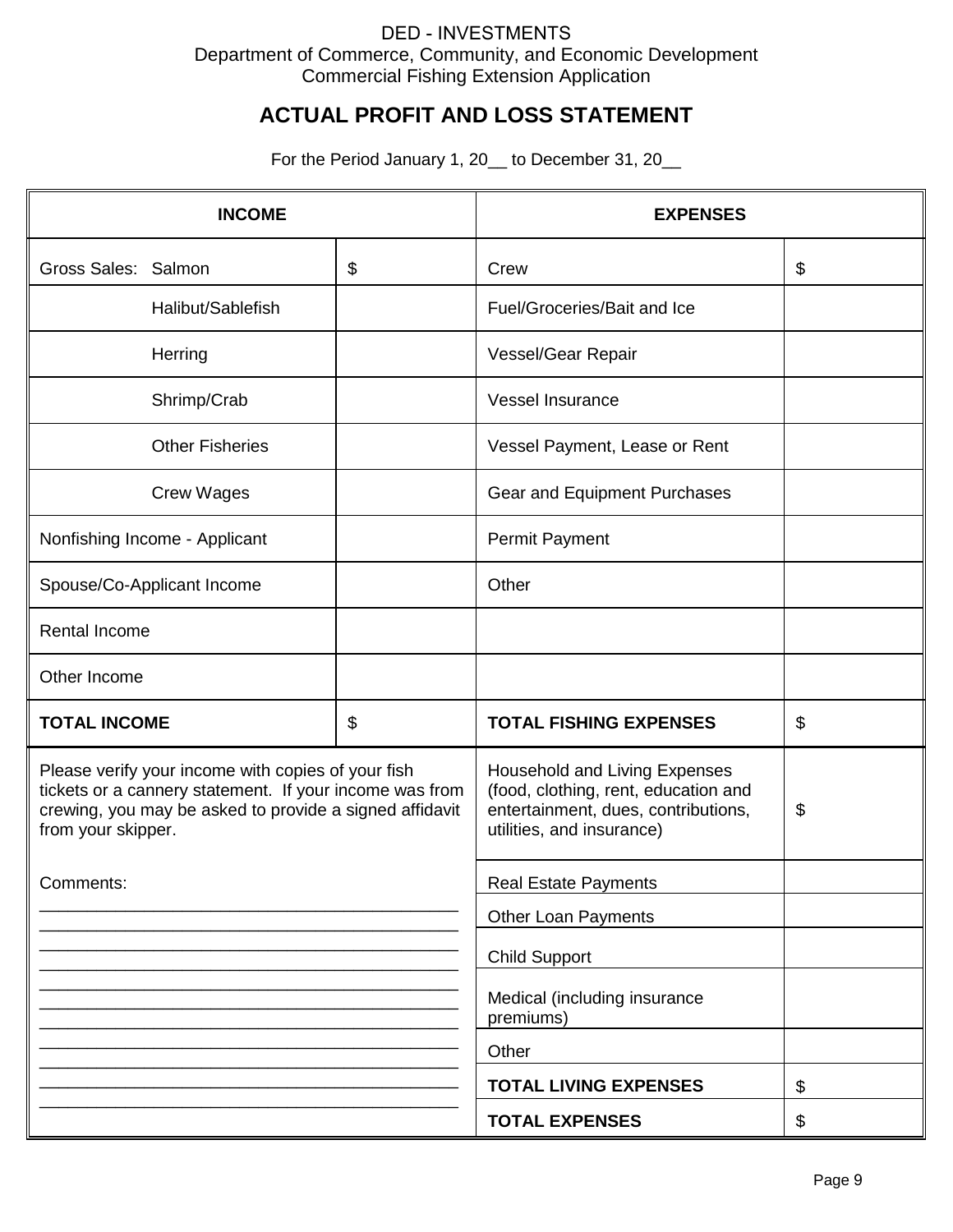DED - INVESTMENTS
Department of Commerce, Community, and Economic Development
Commercial Fishing Extension Application

# ACTUAL PROFIT AND LOSS STATEMENT

For the Period January 1, 20__ to December 31, 20__

| INCOME | | EXPENSES | |
|---|---|---|---|
| Gross Sales: Salmon | $ | Crew | $ |
| Halibut/Sablefish | | Fuel/Groceries/Bait and Ice | |
| Herring | | Vessel/Gear Repair | |
| Shrimp/Crab | | Vessel Insurance | |
| Other Fisheries | | Vessel Payment, Lease or Rent | |
| Crew Wages | | Gear and Equipment Purchases | |
| Nonfishing Income - Applicant | | Permit Payment | |
| Spouse/Co-Applicant Income | | Other | |
| Rental Income | | | |
| Other Income | | | |
| **TOTAL INCOME** | $ | **TOTAL FISHING EXPENSES** | $ |

Please verify your income with copies of your fish tickets or a cannery statement. If your income was from crewing, you may be asked to provide a signed affidavit from your skipper.

Comments:
_____________________________________________
_____________________________________________
_____________________________________________
_____________________________________________
_____________________________________________
_____________________________________________
_____________________________________________
_____________________________________________
_____________________________________________
_____________________________________________

| | |
|---|---|
| Household and Living Expenses (food, clothing, rent, education and entertainment, dues, contributions, utilities, and insurance) | $ |
| Real Estate Payments | |
| Other Loan Payments | |
| Child Support | |
| Medical (including insurance premiums) | |
| Other | |
| **TOTAL LIVING EXPENSES** | $ |
| **TOTAL EXPENSES** | $ |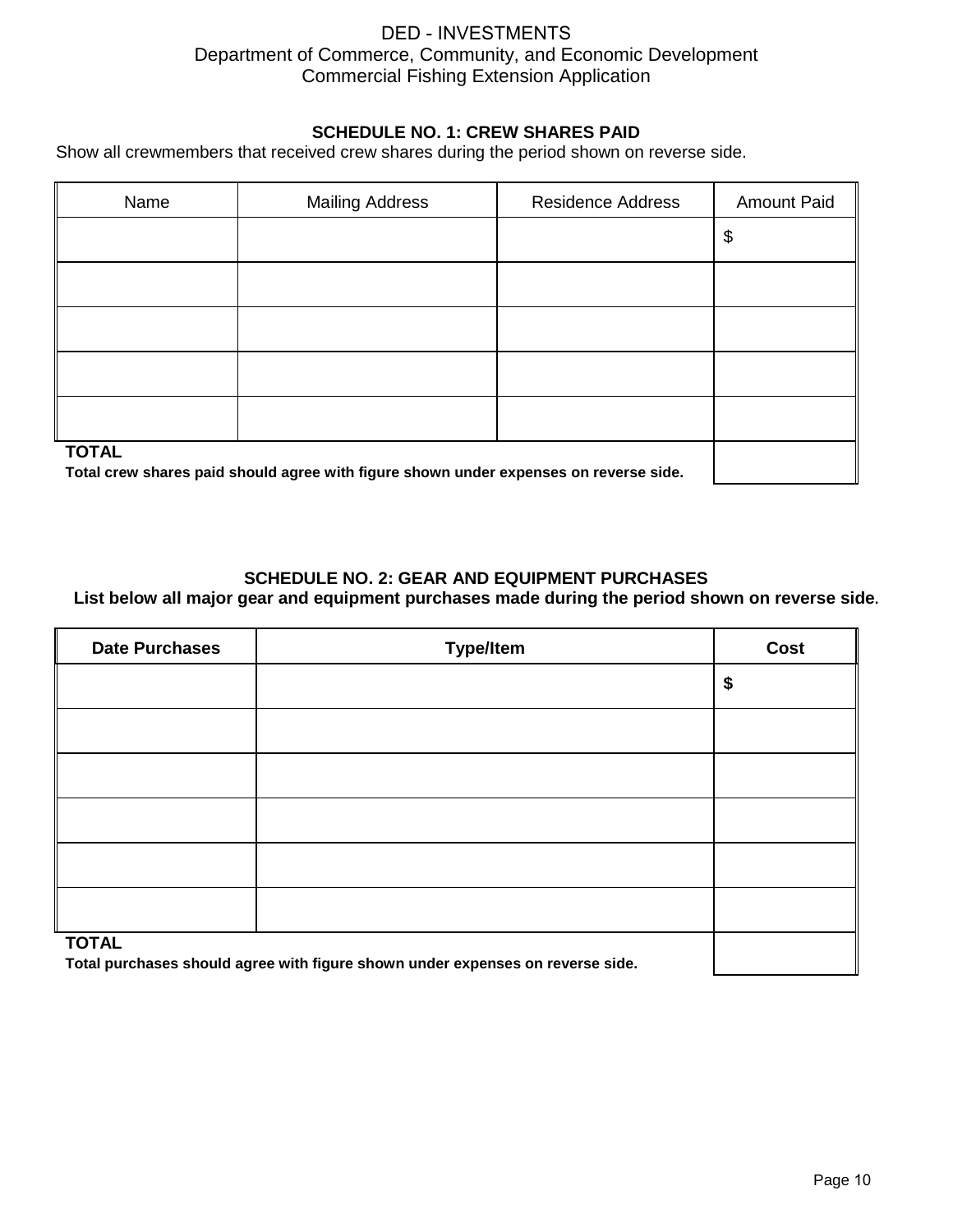DED - INVESTMENTS
Department of Commerce, Community, and Economic Development
Commercial Fishing Extension Application

## SCHEDULE NO. 1: CREW SHARES PAID

Show all crewmembers that received crew shares during the period shown on reverse side.

| Name | Mailing Address | Residence Address | Amount Paid |
|---|---|---|---|
| | | | $ |
| | | | |
| | | | |
| | | | |
| | | | |
| **TOTAL**<br>**Total crew shares paid should agree with figure shown under expenses on reverse side.** | | | |

## SCHEDULE NO. 2: GEAR AND EQUIPMENT PURCHASES

**List below all major gear and equipment purchases made during the period shown on reverse side.**

| Date Purchases | Type/Item | Cost |
|---|---|---|
| | | **$** |
| | | |
| | | |
| | | |
| | | |
| | | |
| **TOTAL**<br>**Total purchases should agree with figure shown under expenses on reverse side.** | | |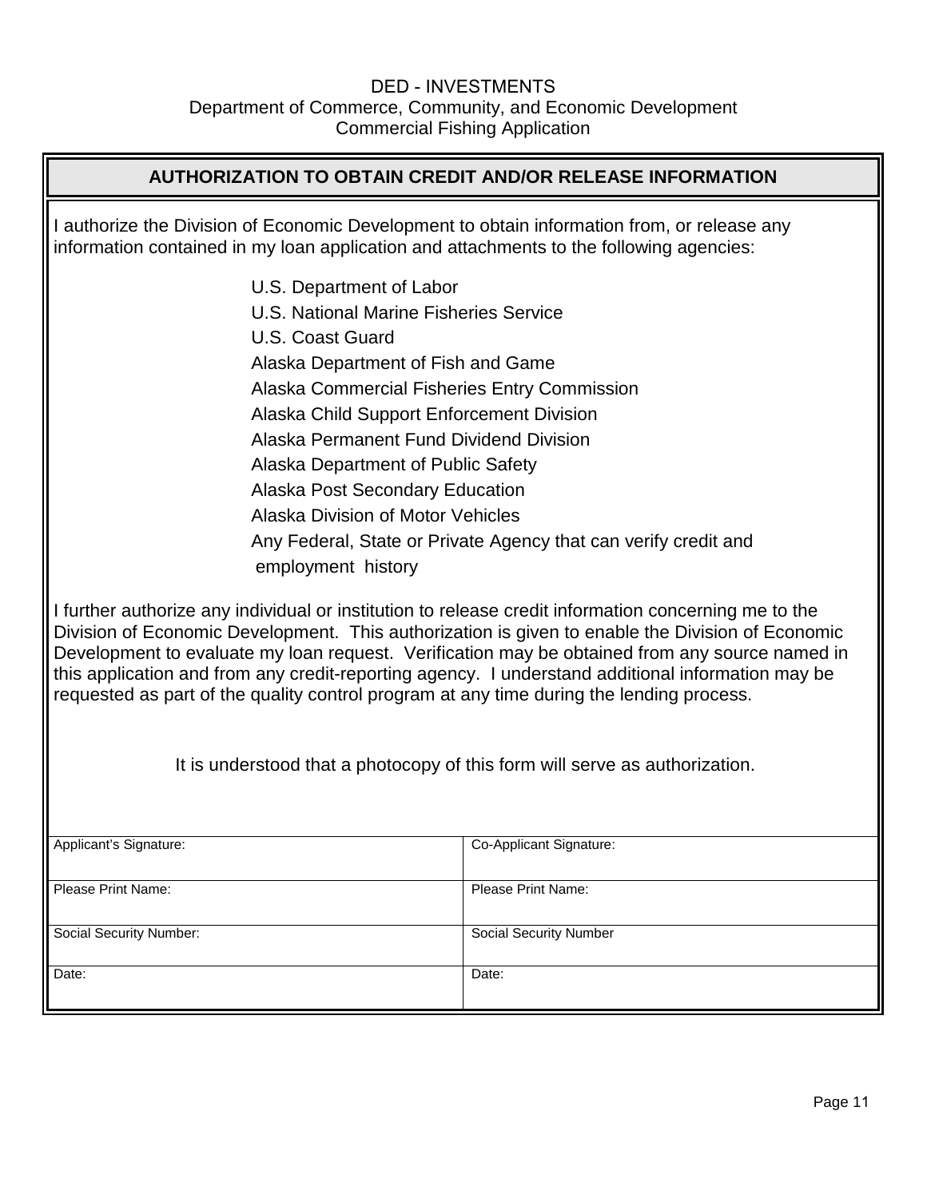DED - INVESTMENTS
Department of Commerce, Community, and Economic Development
Commercial Fishing Application

## AUTHORIZATION TO OBTAIN CREDIT AND/OR RELEASE INFORMATION

I authorize the Division of Economic Development to obtain information from, or release any information contained in my loan application and attachments to the following agencies:

- U.S. Department of Labor
- U.S. National Marine Fisheries Service
- U.S. Coast Guard
- Alaska Department of Fish and Game
- Alaska Commercial Fisheries Entry Commission
- Alaska Child Support Enforcement Division
- Alaska Permanent Fund Dividend Division
- Alaska Department of Public Safety
- Alaska Post Secondary Education
- Alaska Division of Motor Vehicles
- Any Federal, State or Private Agency that can verify credit and employment history

I further authorize any individual or institution to release credit information concerning me to the Division of Economic Development. This authorization is given to enable the Division of Economic Development to evaluate my loan request. Verification may be obtained from any source named in this application and from any credit-reporting agency. I understand additional information may be requested as part of the quality control program at any time during the lending process.

It is understood that a photocopy of this form will serve as authorization.

| Applicant's Signature: | Co-Applicant Signature: |
|---|---|
| Please Print Name: | Please Print Name: |
| Social Security Number: | Social Security Number |
| Date: | Date: |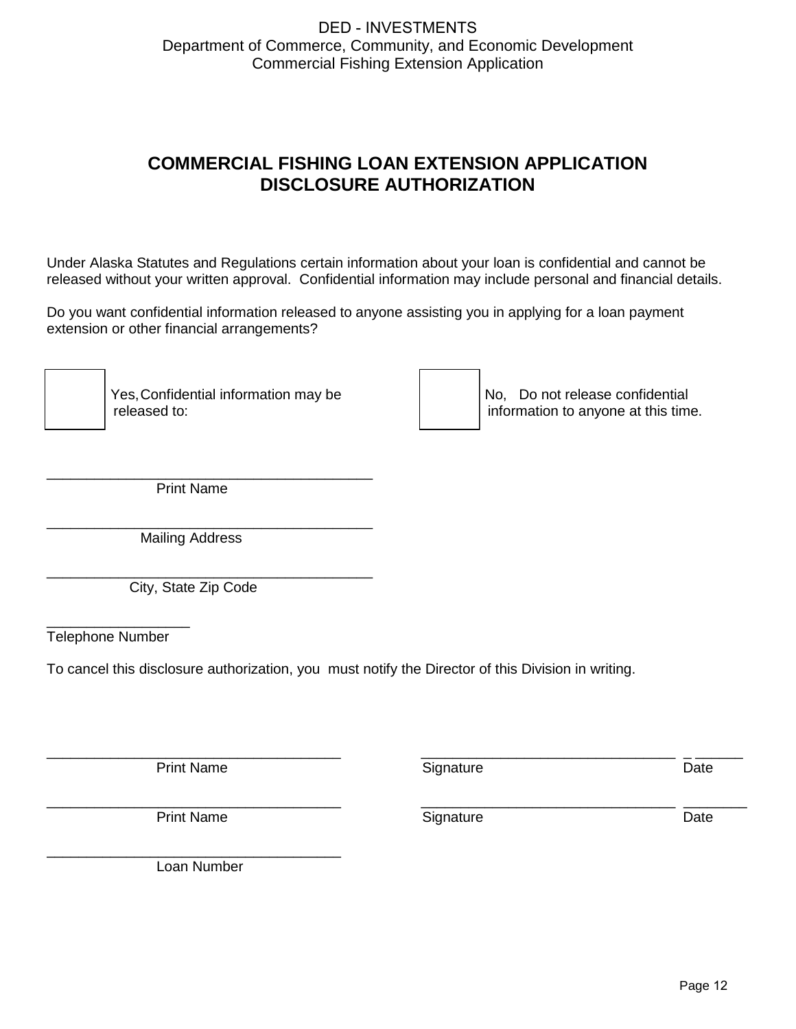DED - INVESTMENTS
Department of Commerce, Community, and Economic Development
Commercial Fishing Extension Application

# COMMERCIAL FISHING LOAN EXTENSION APPLICATION DISCLOSURE AUTHORIZATION

Under Alaska Statutes and Regulations certain information about your loan is confidential and cannot be released without your written approval. Confidential information may include personal and financial details.

Do you want confidential information released to anyone assisting you in applying for a loan payment extension or other financial arrangements?

☐ Yes, Confidential information may be released to:

☐ No, Do not release confidential information to anyone at this time.

\_\_\_\_\_\_\_\_\_\_\_\_\_\_\_\_\_\_\_\_\_\_\_\_\_\_\_\_\_\_\_\_\_\_\_\_\_\_\_\_
Print Name

\_\_\_\_\_\_\_\_\_\_\_\_\_\_\_\_\_\_\_\_\_\_\_\_\_\_\_\_\_\_\_\_\_\_\_\_\_\_\_\_
Mailing Address

\_\_\_\_\_\_\_\_\_\_\_\_\_\_\_\_\_\_\_\_\_\_\_\_\_\_\_\_\_\_\_\_\_\_\_\_\_\_\_\_
City, State Zip Code

\_\_\_\_\_\_\_\_\_\_\_\_\_\_\_\_\_\_
Telephone Number

To cancel this disclosure authorization, you must notify the Director of this Division in writing.

| | | |
|---|---|---|
| \_\_\_\_\_\_\_\_\_\_\_\_\_\_\_\_\_\_\_\_\_\_\_\_\_\_\_\_\_\_\_\_\_\_\_\_ | \_\_\_\_\_\_\_\_\_\_\_\_\_\_\_\_\_\_\_\_\_\_\_\_\_\_\_\_\_\_\_\_ | \_\_\_\_\_\_\_\_ |
| Print Name | Signature | Date |
| \_\_\_\_\_\_\_\_\_\_\_\_\_\_\_\_\_\_\_\_\_\_\_\_\_\_\_\_\_\_\_\_\_\_\_\_ | \_\_\_\_\_\_\_\_\_\_\_\_\_\_\_\_\_\_\_\_\_\_\_\_\_\_\_\_\_\_\_\_ | \_\_\_\_\_\_\_\_ |
| Print Name | Signature | Date |

\_\_\_\_\_\_\_\_\_\_\_\_\_\_\_\_\_\_\_\_\_\_\_\_\_\_\_\_\_\_\_\_\_\_\_\_
Loan Number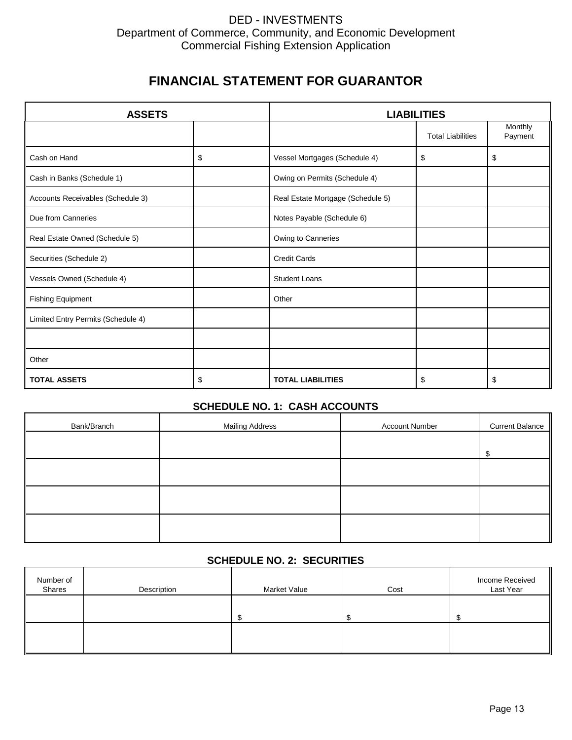DED - INVESTMENTS
Department of Commerce, Community, and Economic Development
Commercial Fishing Extension Application

# FINANCIAL STATEMENT FOR GUARANTOR

| ASSETS | | LIABILITIES | | |
|---|---|---|---|---|
| | | | Total Liabilities | Monthly Payment |
| Cash on Hand | $ | Vessel Mortgages (Schedule 4) | $ | $ |
| Cash in Banks (Schedule 1) | | Owing on Permits (Schedule 4) | | |
| Accounts Receivables (Schedule 3) | | Real Estate Mortgage (Schedule 5) | | |
| Due from Canneries | | Notes Payable (Schedule 6) | | |
| Real Estate Owned (Schedule 5) | | Owing to Canneries | | |
| Securities (Schedule 2) | | Credit Cards | | |
| Vessels Owned (Schedule 4) | | Student Loans | | |
| Fishing Equipment | | Other | | |
| Limited Entry Permits (Schedule 4) | | | | |
| | | | | |
| Other | | | | |
| **TOTAL ASSETS** | $ | **TOTAL LIABILITIES** | $ | $ |

## SCHEDULE NO. 1: CASH ACCOUNTS

| Bank/Branch | Mailing Address | Account Number | Current Balance |
|---|---|---|---|
| | | | $ |
| | | | |
| | | | |
| | | | |

## SCHEDULE NO. 2: SECURITIES

| Number of Shares | Description | Market Value | Cost | Income Received Last Year |
|---|---|---|---|---|
| | | $ | $ | $ |
| | | | | |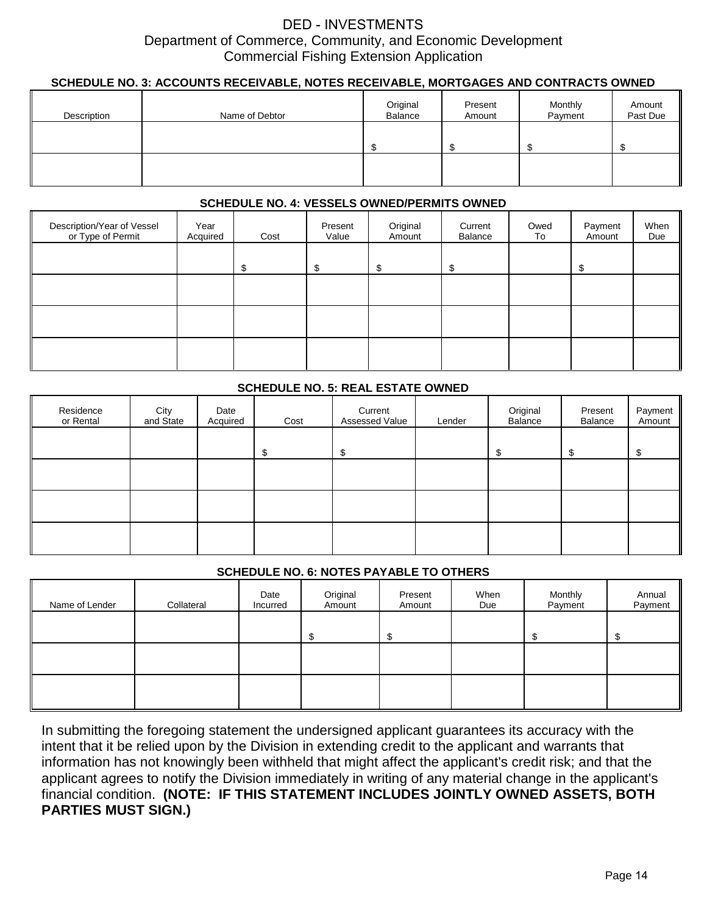# DED - INVESTMENTS

Department of Commerce, Community, and Economic Development
Commercial Fishing Extension Application

### SCHEDULE NO. 3: ACCOUNTS RECEIVABLE, NOTES RECEIVABLE, MORTGAGES AND CONTRACTS OWNED

| Description | Name of Debtor | Original Balance | Present Amount | Monthly Payment | Amount Past Due |
|---|---|---|---|---|---|
| | | $ | $ | $ | $ |
| | | | | | |

### SCHEDULE NO. 4: VESSELS OWNED/PERMITS OWNED

| Description/Year of Vessel or Type of Permit | Year Acquired | Cost | Present Value | Original Amount | Current Balance | Owed To | Payment Amount | When Due |
|---|---|---|---|---|---|---|---|---|
| | | $ | $ | $ | $ | | $ | |
| | | | | | | | | |
| | | | | | | | | |
| | | | | | | | | |

### SCHEDULE NO. 5: REAL ESTATE OWNED

| Residence or Rental | City and State | Date Acquired | Cost | Current Assessed Value | Lender | Original Balance | Present Balance | Payment Amount |
|---|---|---|---|---|---|---|---|---|
| | | | $ | $ | | $ | $ | $ |
| | | | | | | | | |
| | | | | | | | | |
| | | | | | | | | |

### SCHEDULE NO. 6: NOTES PAYABLE TO OTHERS

| Name of Lender | Collateral | Date Incurred | Original Amount | Present Amount | When Due | Monthly Payment | Annual Payment |
|---|---|---|---|---|---|---|---|
| | | | $ | $ | | $ | $ |
| | | | | | | | |
| | | | | | | | |

In submitting the foregoing statement the undersigned applicant guarantees its accuracy with the intent that it be relied upon by the Division in extending credit to the applicant and warrants that information has not knowingly been withheld that might affect the applicant's credit risk; and that the applicant agrees to notify the Division immediately in writing of any material change in the applicant's financial condition. **(NOTE: IF THIS STATEMENT INCLUDES JOINTLY OWNED ASSETS, BOTH PARTIES MUST SIGN.)**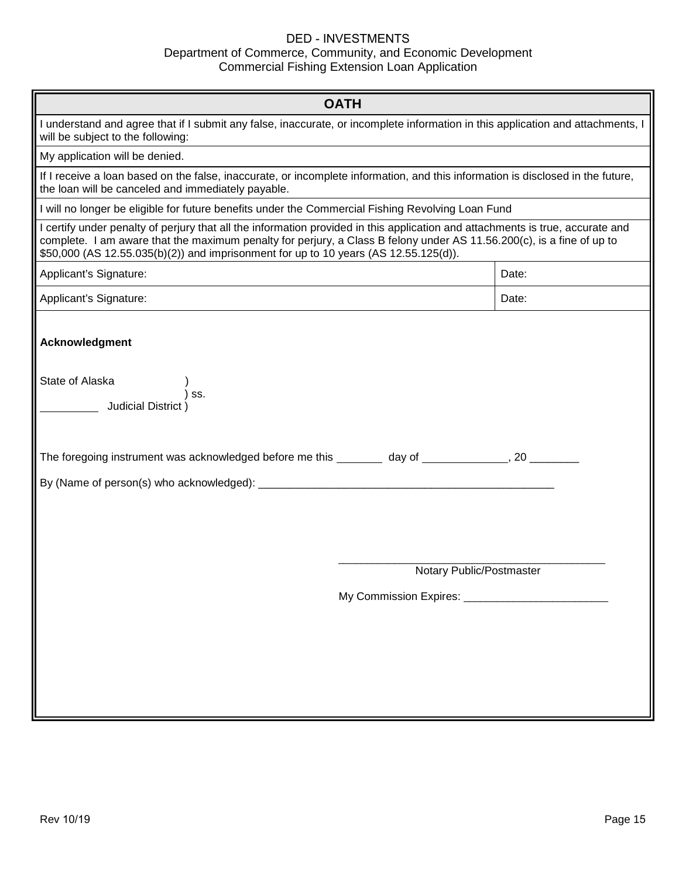DED - INVESTMENTS
Department of Commerce, Community, and Economic Development
Commercial Fishing Extension Loan Application

| OATH | |
|---|---|
| I understand and agree that if I submit any false, inaccurate, or incomplete information in this application and attachments, I will be subject to the following: | |
| My application will be denied. | |
| If I receive a loan based on the false, inaccurate, or incomplete information, and this information is disclosed in the future, the loan will be canceled and immediately payable. | |
| I will no longer be eligible for future benefits under the Commercial Fishing Revolving Loan Fund | |
| I certify under penalty of perjury that all the information provided in this application and attachments is true, accurate and complete. I am aware that the maximum penalty for perjury, a Class B felony under AS 11.56.200(c), is a fine of up to $50,000 (AS 12.55.035(b)(2)) and imprisonment for up to 10 years (AS 12.55.125(d)). | |
| Applicant's Signature: | Date: |
| Applicant's Signature: | Date: |

**Acknowledgment**

State of Alaska )
) ss.
__________ Judicial District )

The foregoing instrument was acknowledged before me this ________ day of ______________, 20 ________

By (Name of person(s) who acknowledged): __________________________________________________

_____________________________________________
Notary Public/Postmaster

My Commission Expires: ________________________